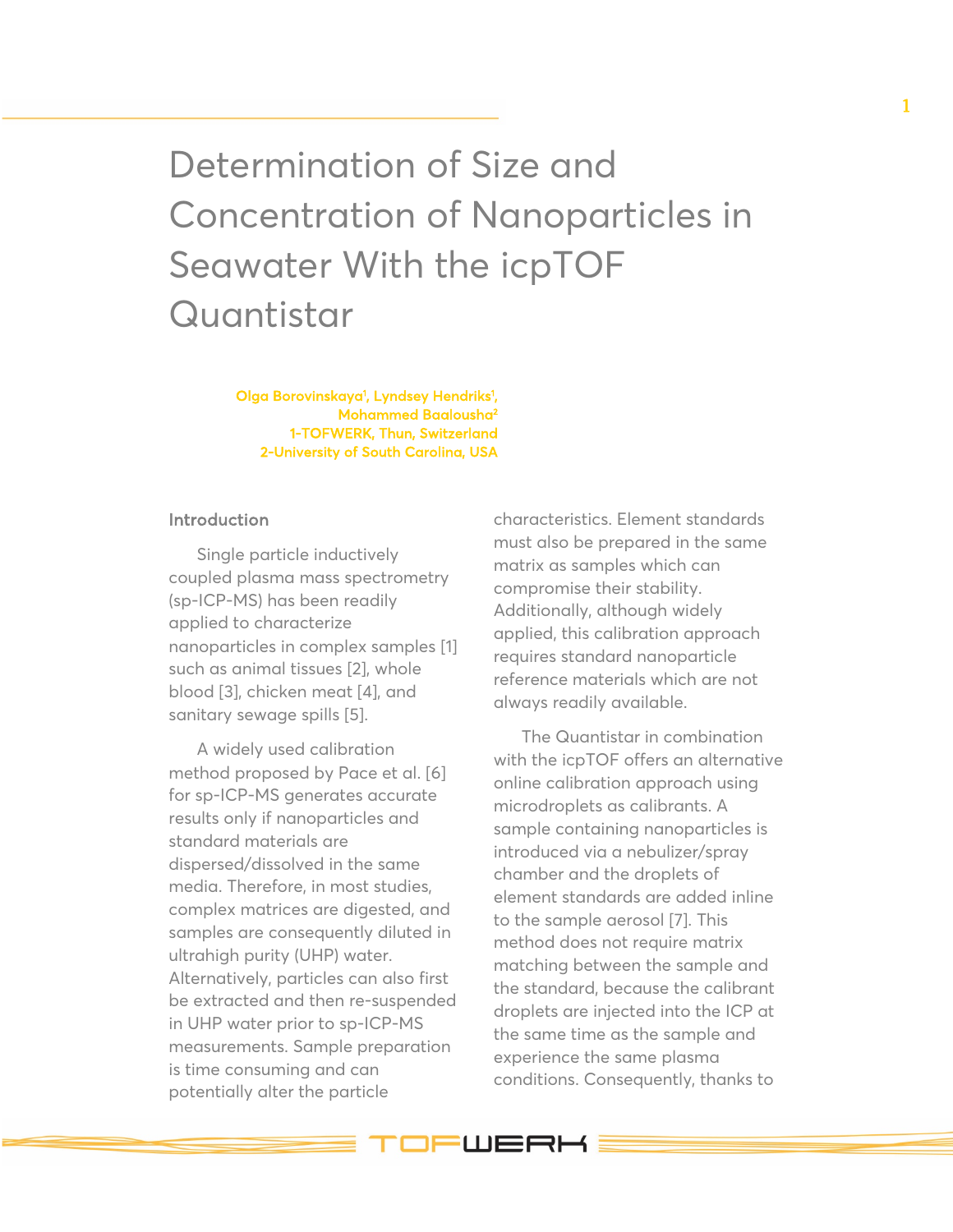# Determination of Size and Concentration of Nanoparticles in Seawater With the icpTOF Quantistar

Olga Borovinskaya[1], Lyndsey Hendriks[1], Mohammed Baalousha[2]
1-TOFWERK, Thun, Switzerland
2-University of South Carolina, USA

## Introduction

Single particle inductively coupled plasma mass spectrometry (sp-ICP-MS) has been readily applied to characterize nanoparticles in complex samples [1] such as animal tissues [2], whole blood [3], chicken meat [4], and sanitary sewage spills [5].

A widely used calibration method proposed by Pace et al. [6] for sp-ICP-MS generates accurate results only if nanoparticles and standard materials are dispersed/dissolved in the same media. Therefore, in most studies, complex matrices are digested, and samples are consequently diluted in ultrahigh purity (UHP) water. Alternatively, particles can also first be extracted and then re-suspended in UHP water prior to sp-ICP-MS measurements. Sample preparation is time consuming and can potentially alter the particle characteristics. Element standards must also be prepared in the same matrix as samples which can compromise their stability. Additionally, although widely applied, this calibration approach requires standard nanoparticle reference materials which are not always readily available.

The Quantistar in combination with the icpTOF offers an alternative online calibration approach using microdroplets as calibrants. A sample containing nanoparticles is introduced via a nebulizer/spray chamber and the droplets of element standards are added inline to the sample aerosol [7]. This method does not require matrix matching between the sample and the standard, because the calibrant droplets are injected into the ICP at the same time as the sample and experience the same plasma conditions. Consequently, thanks to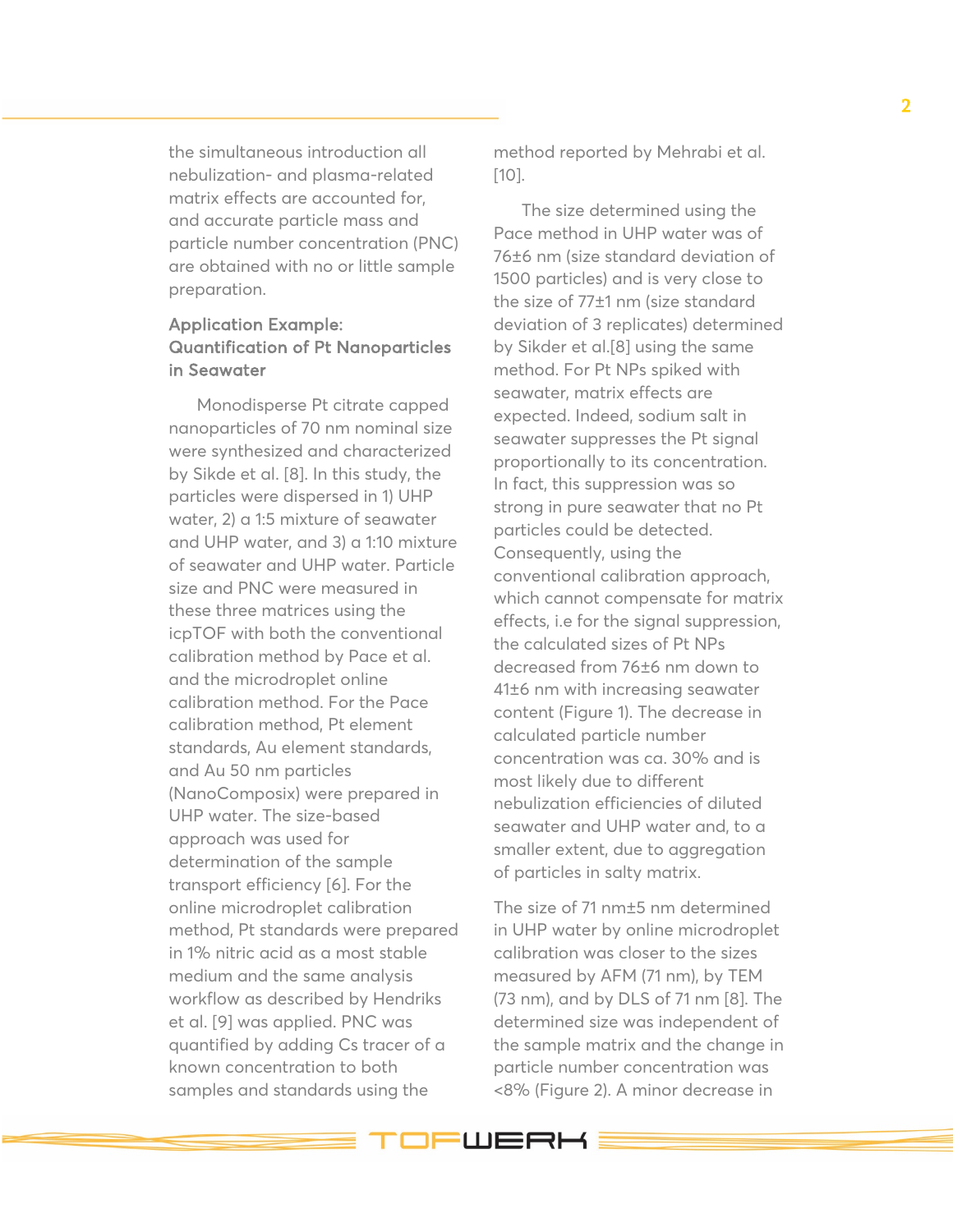the simultaneous introduction all nebulization- and plasma-related matrix effects are accounted for, and accurate particle mass and particle number concentration (PNC) are obtained with no or little sample preparation.

## Application Example: Quantification of Pt Nanoparticles in Seawater

Monodisperse Pt citrate capped nanoparticles of 70 nm nominal size were synthesized and characterized by Sikde et al. [8]. In this study, the particles were dispersed in 1) UHP water, 2) a 1:5 mixture of seawater and UHP water, and 3) a 1:10 mixture of seawater and UHP water. Particle size and PNC were measured in these three matrices using the icpTOF with both the conventional calibration method by Pace et al. and the microdroplet online calibration method. For the Pace calibration method, Pt element standards, Au element standards, and Au 50 nm particles (NanoComposix) were prepared in UHP water. The size-based approach was used for determination of the sample transport efficiency [6]. For the online microdroplet calibration method, Pt standards were prepared in 1% nitric acid as a most stable medium and the same analysis workflow as described by Hendriks et al. [9] was applied. PNC was quantified by adding Cs tracer of a known concentration to both samples and standards using the method reported by Mehrabi et al. [10].

The size determined using the Pace method in UHP water was of 76±6 nm (size standard deviation of 1500 particles) and is very close to the size of 77±1 nm (size standard deviation of 3 replicates) determined by Sikder et al.[8] using the same method. For Pt NPs spiked with seawater, matrix effects are expected. Indeed, sodium salt in seawater suppresses the Pt signal proportionally to its concentration. In fact, this suppression was so strong in pure seawater that no Pt particles could be detected. Consequently, using the conventional calibration approach, which cannot compensate for matrix effects, i.e for the signal suppression, the calculated sizes of Pt NPs decreased from 76±6 nm down to 41±6 nm with increasing seawater content (Figure 1). The decrease in calculated particle number concentration was ca. 30% and is most likely due to different nebulization efficiencies of diluted seawater and UHP water and, to a smaller extent, due to aggregation of particles in salty matrix.

The size of 71 nm±5 nm determined in UHP water by online microdroplet calibration was closer to the sizes measured by AFM (71 nm), by TEM (73 nm), and by DLS of 71 nm [8]. The determined size was independent of the sample matrix and the change in particle number concentration was <8% (Figure 2). A minor decrease in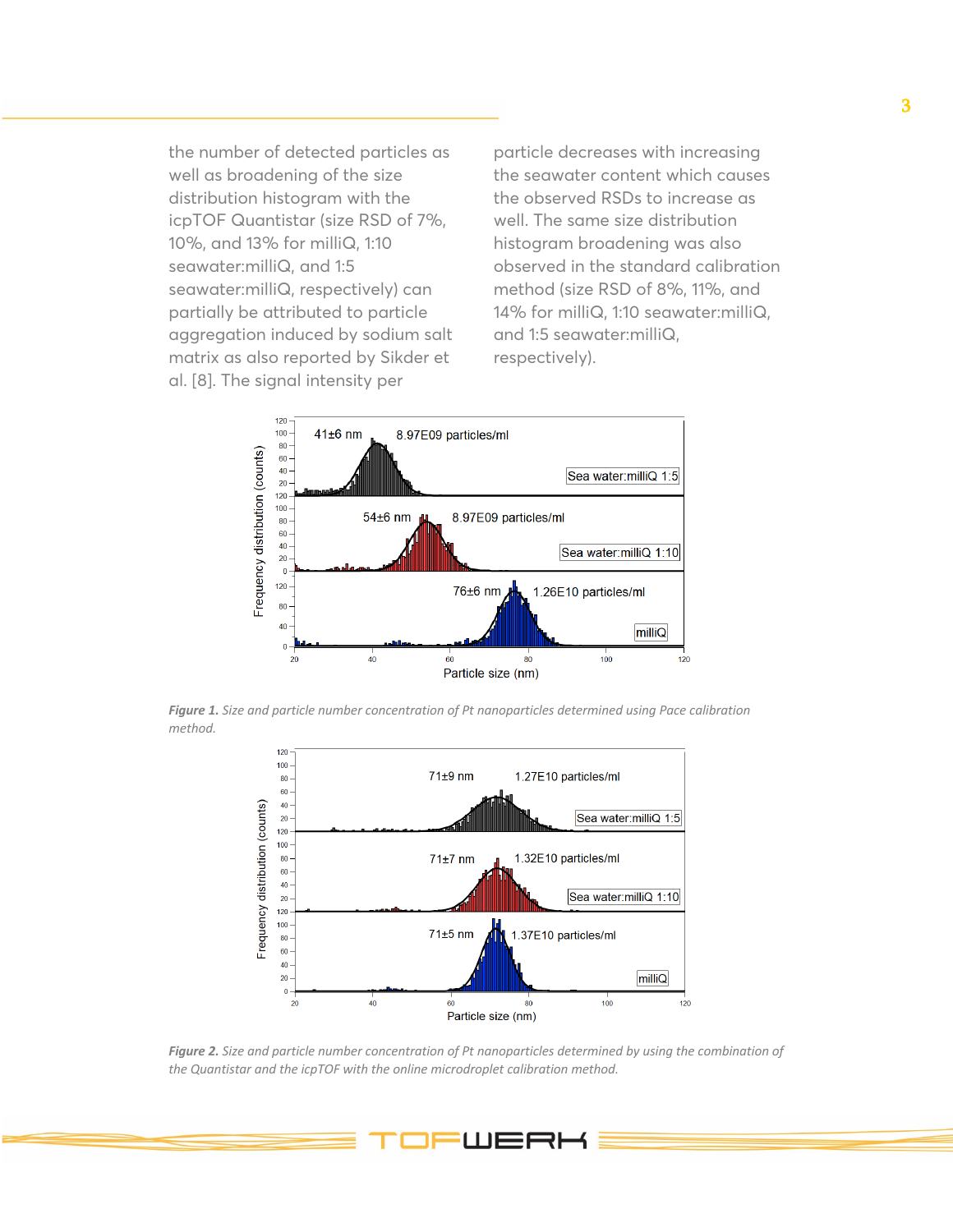the number of detected particles as well as broadening of the size distribution histogram with the icpTOF Quantistar (size RSD of 7%, 10%, and 13% for milliQ, 1:10 seawater:milliQ, and 1:5 seawater:milliQ, respectively) can partially be attributed to particle aggregation induced by sodium salt matrix as also reported by Sikder et al. [8]. The signal intensity per particle decreases with increasing the seawater content which causes the observed RSDs to increase as well. The same size distribution histogram broadening was also observed in the standard calibration method (size RSD of 8%, 11%, and 14% for milliQ, 1:10 seawater:milliQ, and 1:5 seawater:milliQ, respectively).

***Figure 1.*** *Size and particle number concentration of Pt nanoparticles determined using Pace calibration method.*

***Figure 2.*** *Size and particle number concentration of Pt nanoparticles determined by using the combination of the Quantistar and the icpTOF with the online microdroplet calibration method.*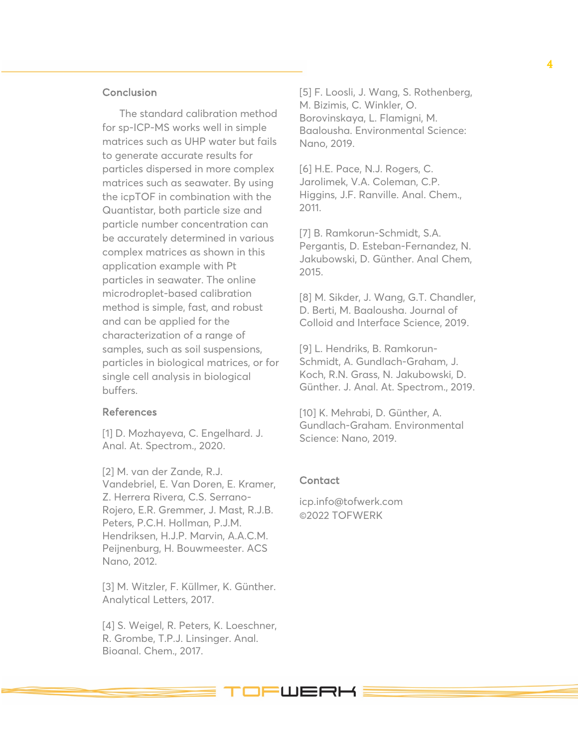## Conclusion

The standard calibration method for sp-ICP-MS works well in simple matrices such as UHP water but fails to generate accurate results for particles dispersed in more complex matrices such as seawater. By using the icpTOF in combination with the Quantistar, both particle size and particle number concentration can be accurately determined in various complex matrices as shown in this application example with Pt particles in seawater. The online microdroplet-based calibration method is simple, fast, and robust and can be applied for the characterization of a range of samples, such as soil suspensions, particles in biological matrices, or for single cell analysis in biological buffers.

## References

[1] D. Mozhayeva, C. Engelhard. J. Anal. At. Spectrom., 2020.

[2] M. van der Zande, R.J. Vandebriel, E. Van Doren, E. Kramer, Z. Herrera Rivera, C.S. Serrano-Rojero, E.R. Gremmer, J. Mast, R.J.B. Peters, P.C.H. Hollman, P.J.M. Hendriksen, H.J.P. Marvin, A.A.C.M. Peijnenburg, H. Bouwmeester. ACS Nano, 2012.

[3] M. Witzler, F. Küllmer, K. Günther. Analytical Letters, 2017.

[4] S. Weigel, R. Peters, K. Loeschner, R. Grombe, T.P.J. Linsinger. Anal. Bioanal. Chem., 2017.

[5] F. Loosli, J. Wang, S. Rothenberg, M. Bizimis, C. Winkler, O. Borovinskaya, L. Flamigni, M. Baalousha. Environmental Science: Nano, 2019.

[6] H.E. Pace, N.J. Rogers, C. Jarolimek, V.A. Coleman, C.P. Higgins, J.F. Ranville. Anal. Chem., 2011.

[7] B. Ramkorun-Schmidt, S.A. Pergantis, D. Esteban-Fernandez, N. Jakubowski, D. Günther. Anal Chem, 2015.

[8] M. Sikder, J. Wang, G.T. Chandler, D. Berti, M. Baalousha. Journal of Colloid and Interface Science, 2019.

[9] L. Hendriks, B. Ramkorun-Schmidt, A. Gundlach-Graham, J. Koch, R.N. Grass, N. Jakubowski, D. Günther. J. Anal. At. Spectrom., 2019.

[10] K. Mehrabi, D. Günther, A. Gundlach-Graham. Environmental Science: Nano, 2019.

## Contact

icp.info@tofwerk.com
©2022 TOFWERK